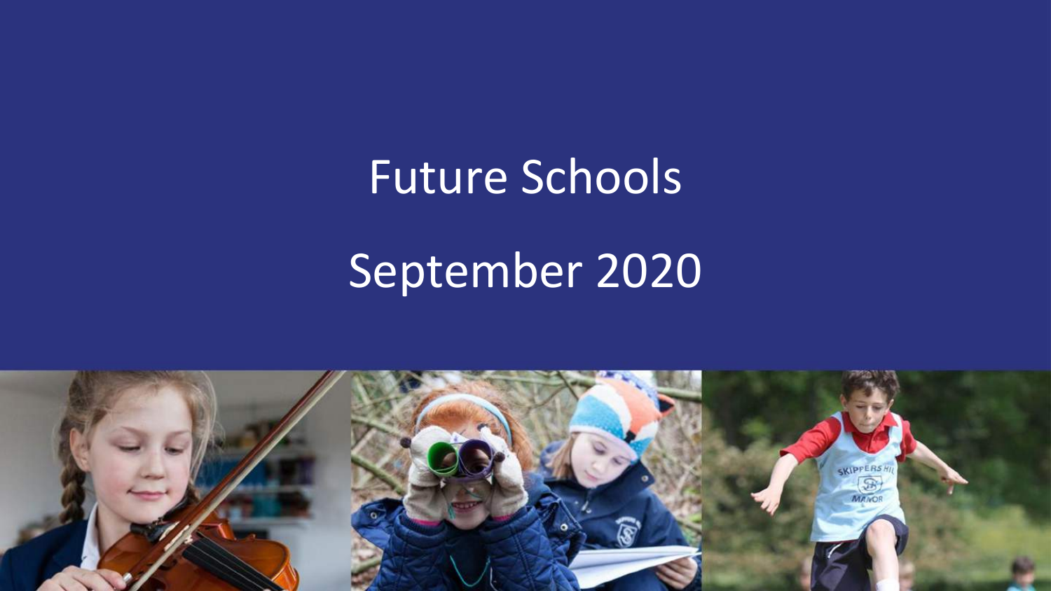# Future Schools

# September 2020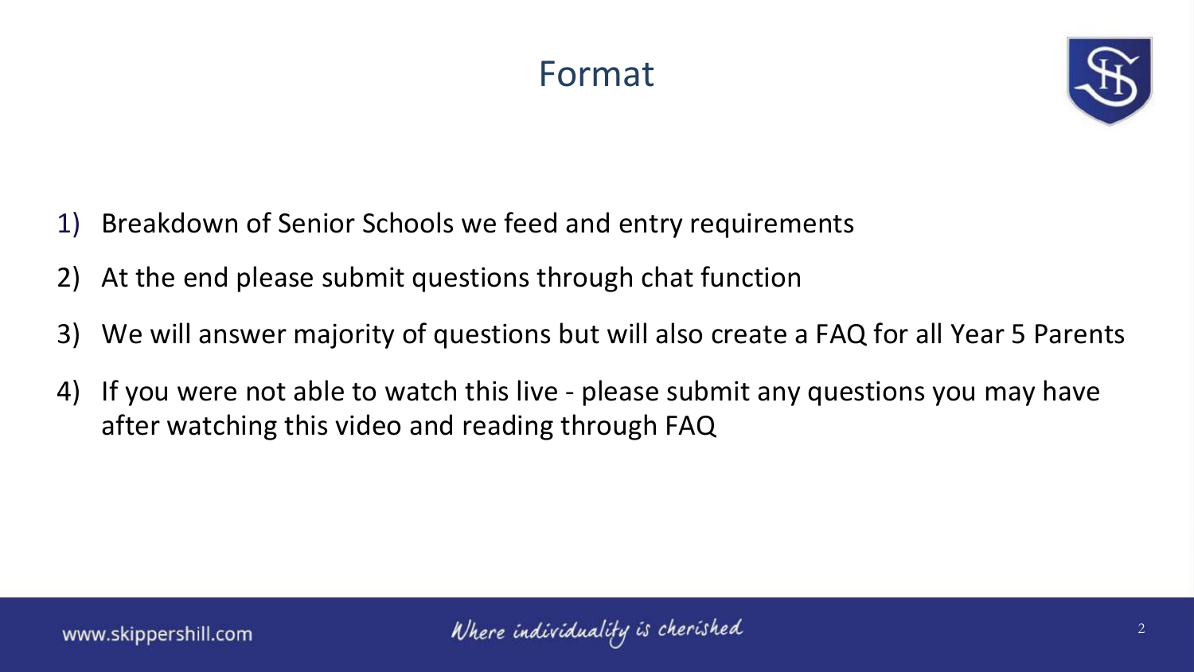# Format

1) Breakdown of Senior Schools we feed and entry requirements
2) At the end please submit questions through chat function
3) We will answer majority of questions but will also create a FAQ for all Year 5 Parents
4) If you were not able to watch this live - please submit any questions you may have after watching this video and reading through FAQ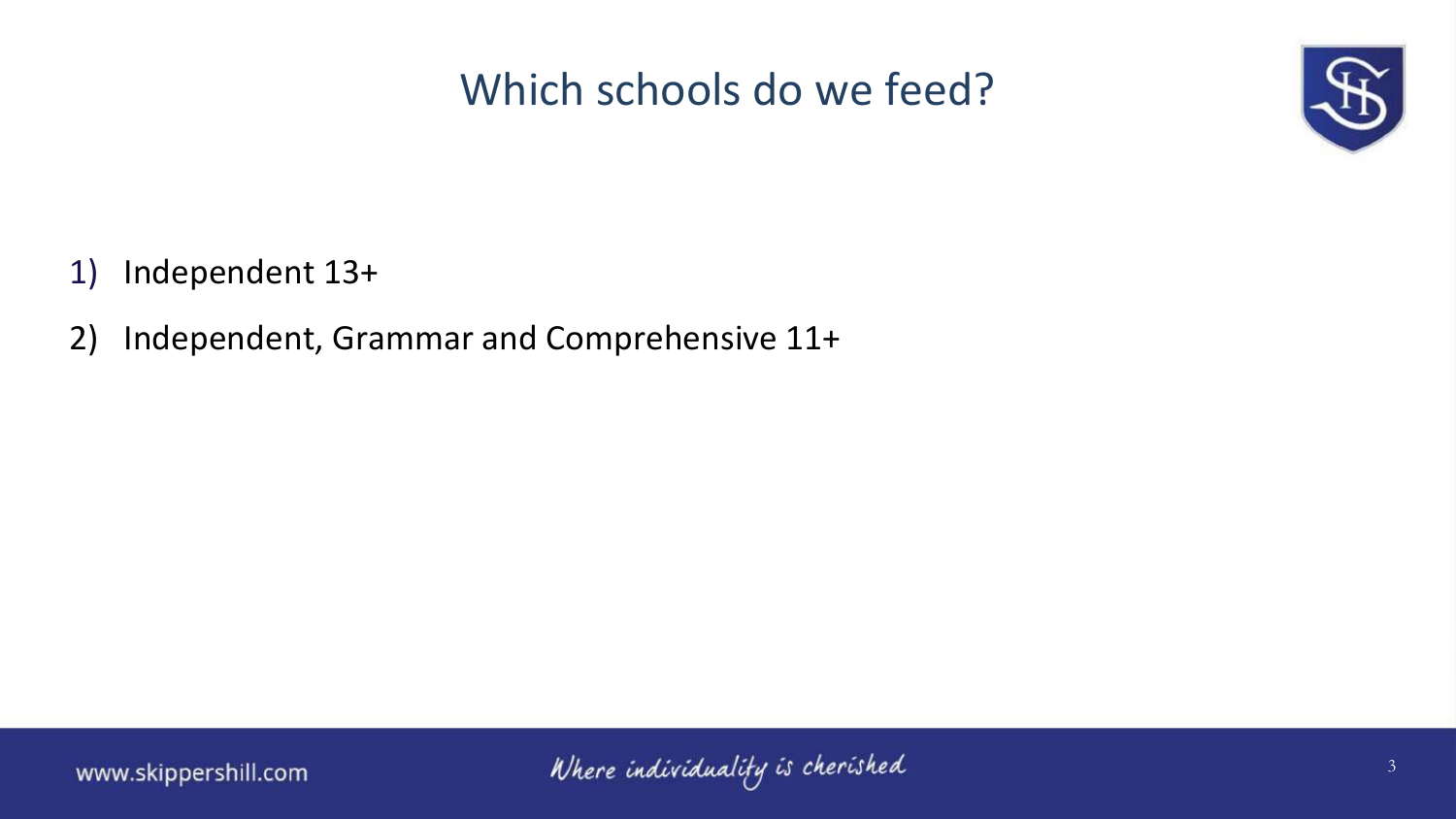# Which schools do we feed?

1) Independent 13+
2) Independent, Grammar and Comprehensive 11+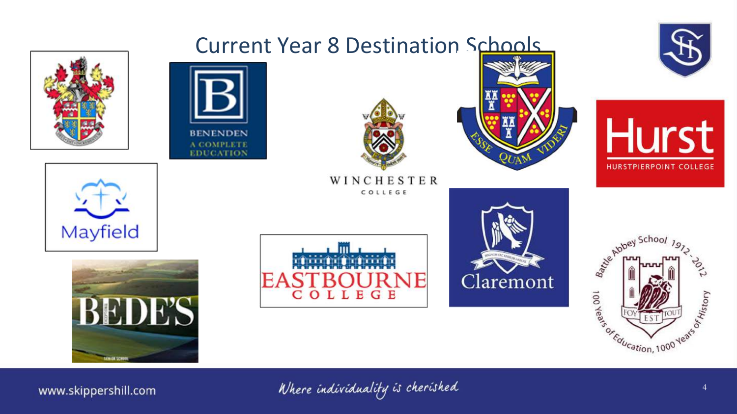# Current Year 8 Destination Schools

BENENDEN
A COMPLETE EDUCATION

WINCHESTER
COLLEGE

ESSE QUAM VIDERI

Hurst
HURSTPIERPOINT COLLEGE

Mayfield

Claremont

BEDE'S

EASTBOURNE
COLLEGE

Battle Abbey School 1912-2012
100 Years of Education, 1000 Years of History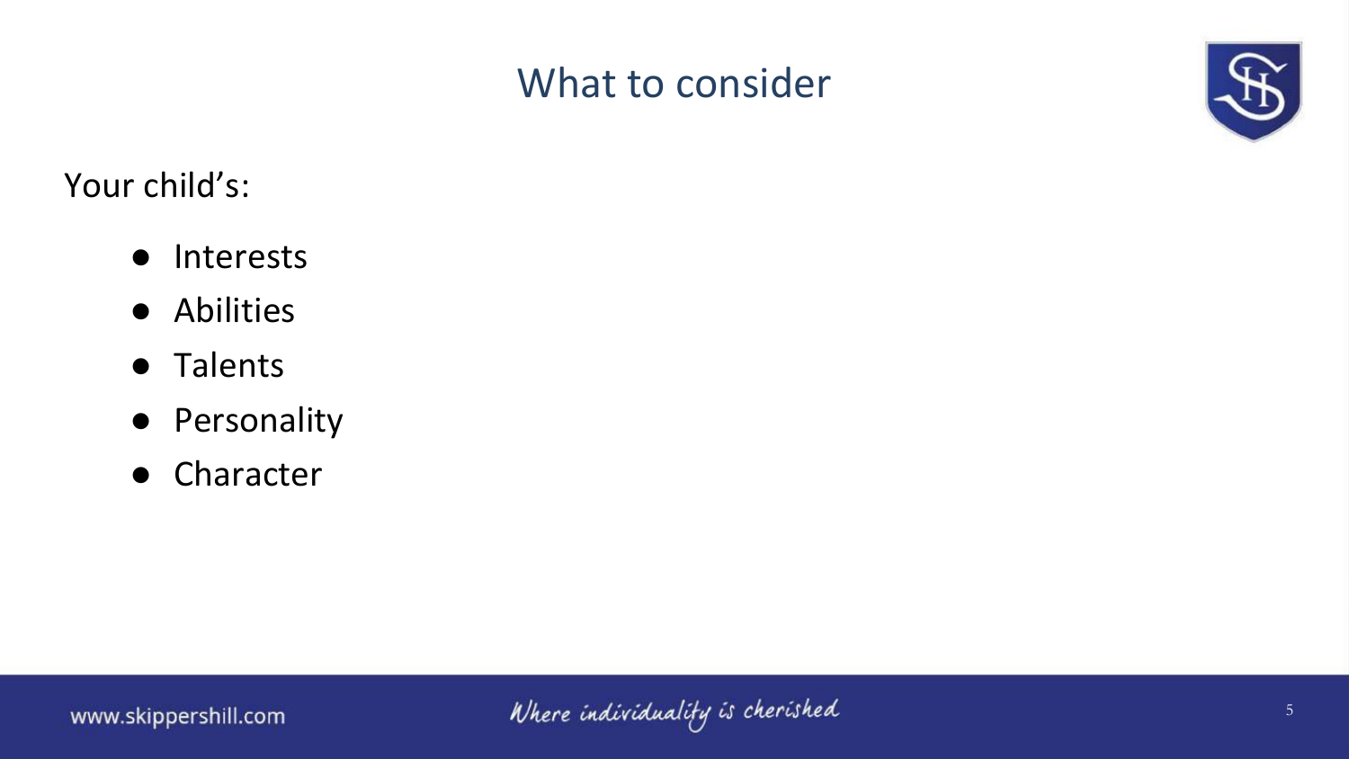# What to consider

Your child's:

- Interests
- Abilities
- Talents
- Personality
- Character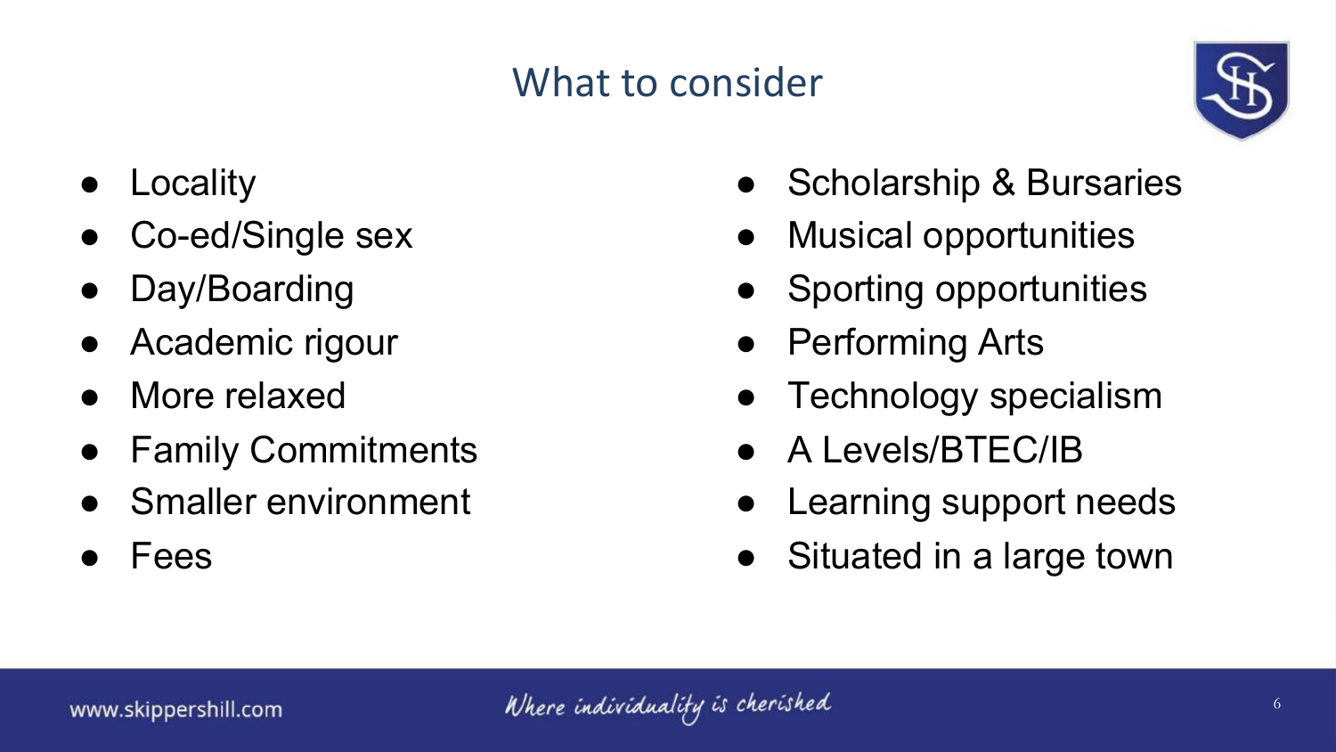# What to consider

- Locality
- Co-ed/Single sex
- Day/Boarding
- Academic rigour
- More relaxed
- Family Commitments
- Smaller environment
- Fees
- Scholarship & Bursaries
- Musical opportunities
- Sporting opportunities
- Performing Arts
- Technology specialism
- A Levels/BTEC/IB
- Learning support needs
- Situated in a large town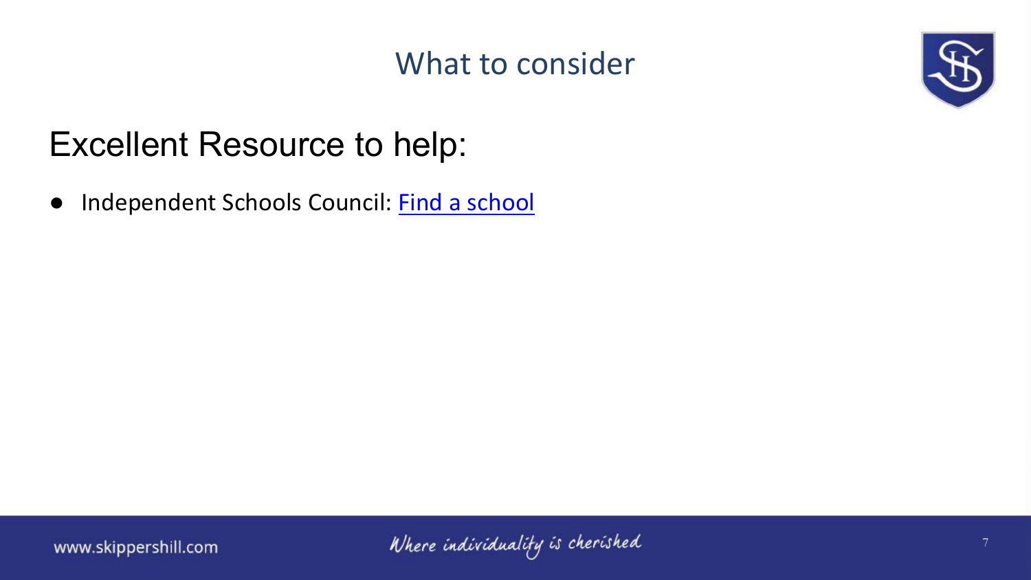# What to consider

## Excellent Resource to help:

- Independent Schools Council: Find a school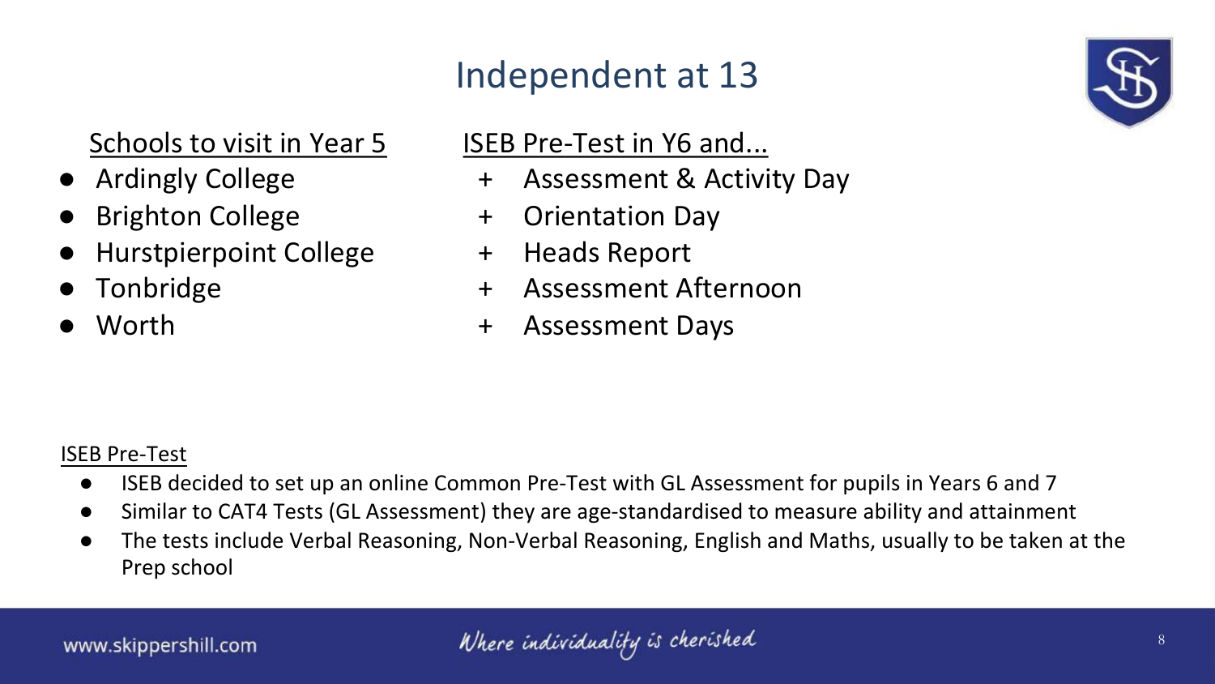# Independent at 13

Schools to visit in Year 5

- Ardingly College
- Brighton College
- Hurstpierpoint College
- Tonbridge
- Worth

ISEB Pre-Test in Y6 and...

+ Assessment & Activity Day
+ Orientation Day
+ Heads Report
+ Assessment Afternoon
+ Assessment Days

ISEB Pre-Test

- ISEB decided to set up an online Common Pre-Test with GL Assessment for pupils in Years 6 and 7
- Similar to CAT4 Tests (GL Assessment) they are age-standardised to measure ability and attainment
- The tests include Verbal Reasoning, Non-Verbal Reasoning, English and Maths, usually to be taken at the Prep school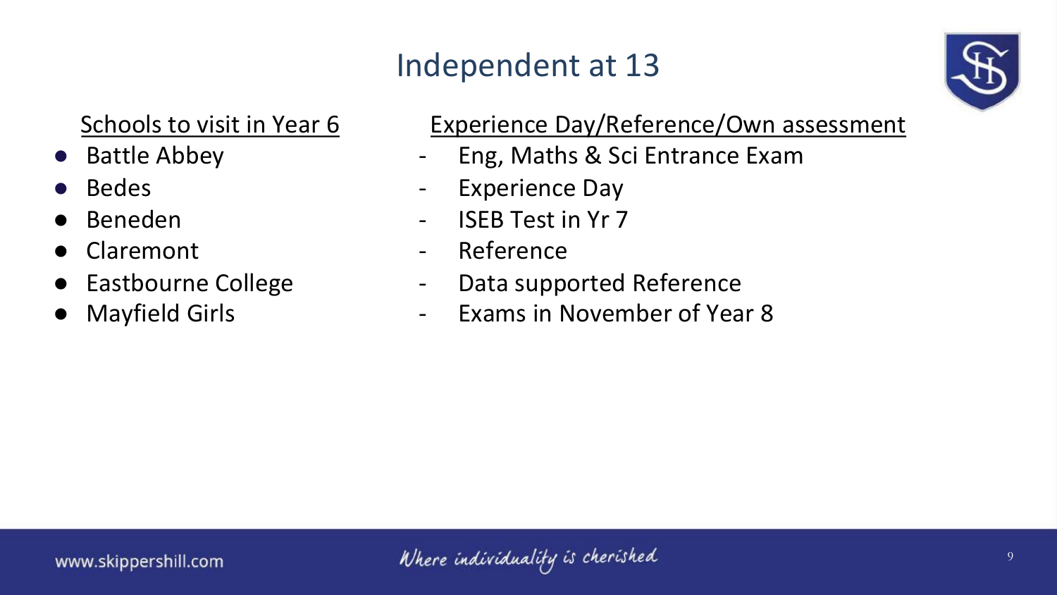# Independent at 13

Schools to visit in Year 6

- Battle Abbey
- Bedes
- Beneden
- Claremont
- Eastbourne College
- Mayfield Girls

Experience Day/Reference/Own assessment

- Eng, Maths & Sci Entrance Exam
- Experience Day
- ISEB Test in Yr 7
- Reference
- Data supported Reference
- Exams in November of Year 8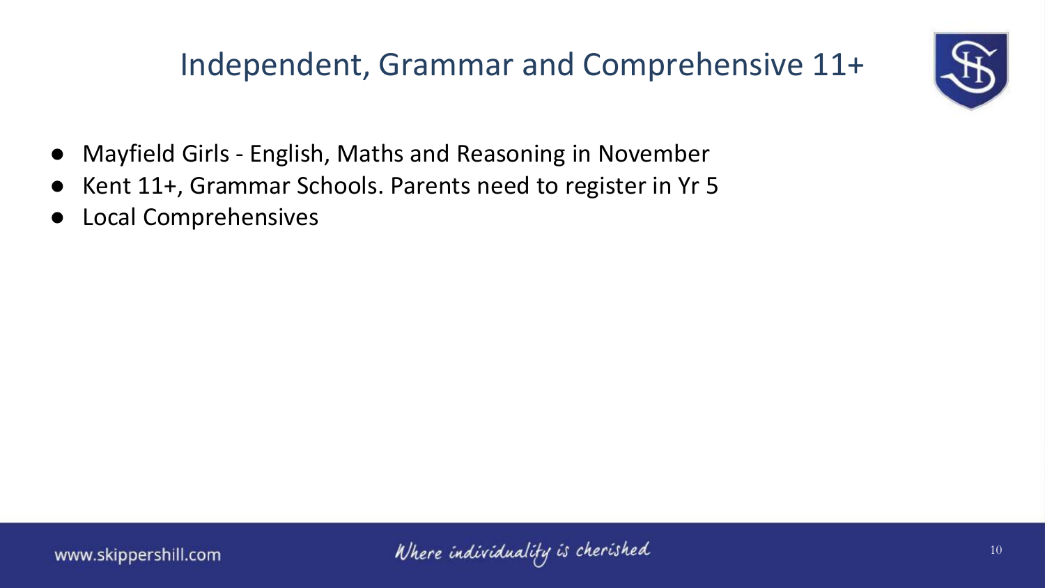# Independent, Grammar and Comprehensive 11+

- Mayfield Girls - English, Maths and Reasoning in November
- Kent 11+, Grammar Schools. Parents need to register in Yr 5
- Local Comprehensives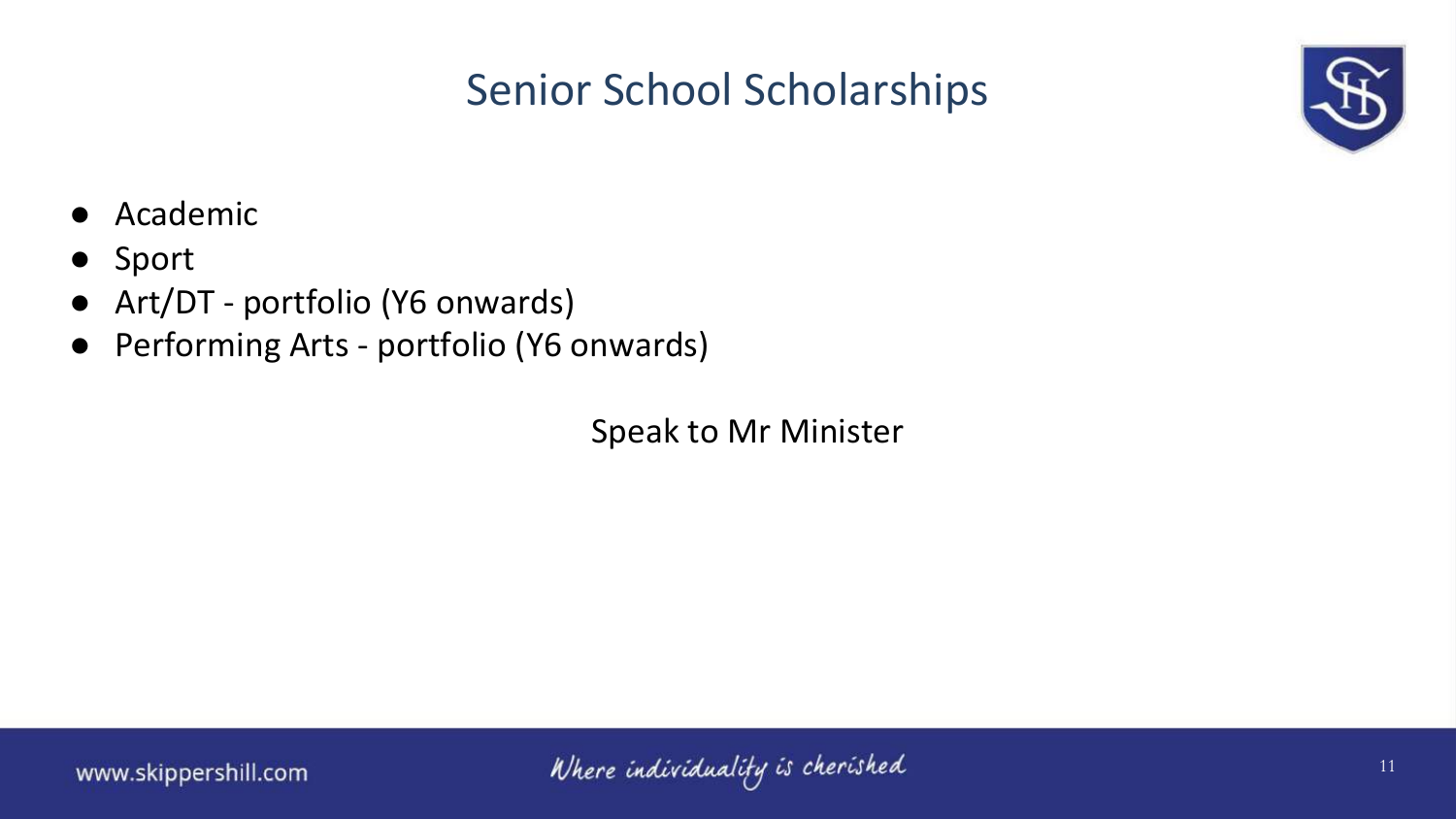# Senior School Scholarships

- Academic
- Sport
- Art/DT - portfolio (Y6 onwards)
- Performing Arts - portfolio (Y6 onwards)

Speak to Mr Minister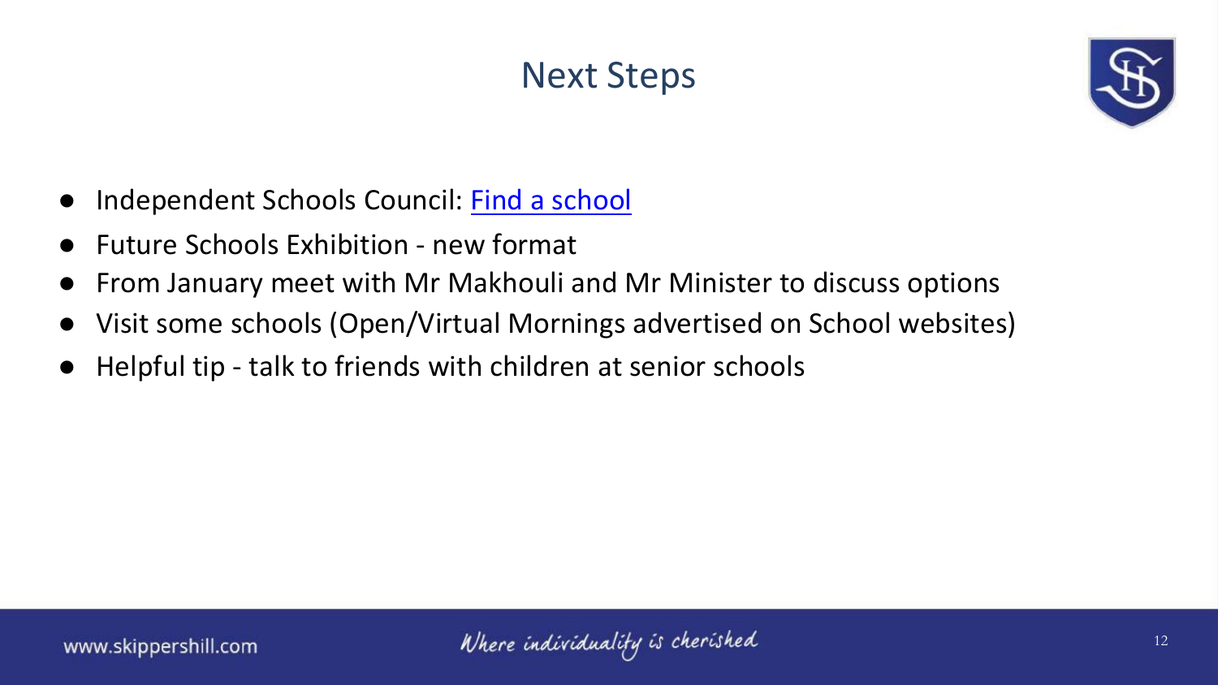# Next Steps

- Independent Schools Council: Find a school
- Future Schools Exhibition - new format
- From January meet with Mr Makhouli and Mr Minister to discuss options
- Visit some schools (Open/Virtual Mornings advertised on School websites)
- Helpful tip - talk to friends with children at senior schools